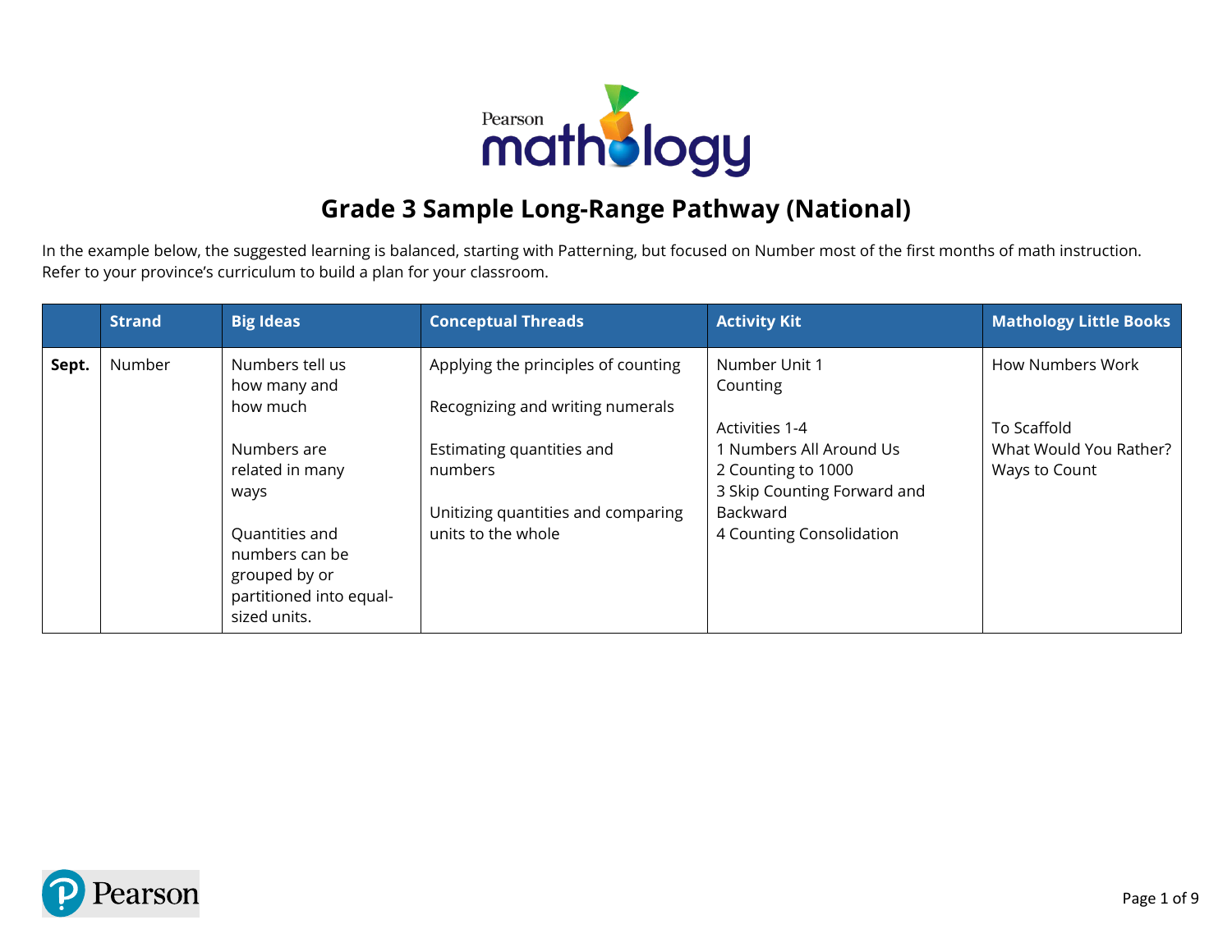# Grade 3 Sample Long-Range Pathway (National)

In the example below, the suggested learning is balanced, starting with Patterning, but focused on Number most of the first months of math instruction. Refer to your province's curriculum to build a plan for your classroom.

| | Strand | Big Ideas | Conceptual Threads | Activity Kit | Mathology Little Books |
|---|---|---|---|---|---|
| **Sept.** | Number | Numbers tell us how many and how much<br><br>Numbers are related in many ways<br><br>Quantities and numbers can be grouped by or partitioned into equal-sized units. | Applying the principles of counting<br><br>Recognizing and writing numerals<br><br>Estimating quantities and numbers<br><br>Unitizing quantities and comparing units to the whole | Number Unit 1<br>Counting<br><br>Activities 1-4<br>1 Numbers All Around Us<br>2 Counting to 1000<br>3 Skip Counting Forward and Backward<br>4 Counting Consolidation | How Numbers Work<br><br>To Scaffold<br>What Would You Rather?<br>Ways to Count |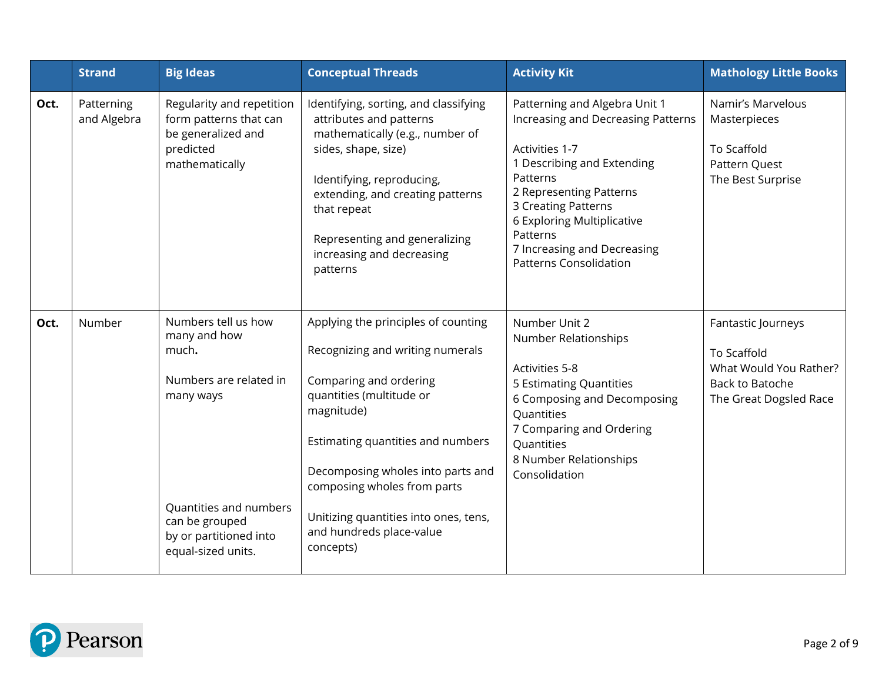| | Strand | Big Ideas | Conceptual Threads | Activity Kit | Mathology Little Books |
|---|---|---|---|---|---|
| **Oct.** | Patterning and Algebra | Regularity and repetition form patterns that can be generalized and predicted mathematically | Identifying, sorting, and classifying attributes and patterns mathematically (e.g., number of sides, shape, size)<br><br>Identifying, reproducing, extending, and creating patterns that repeat<br><br>Representing and generalizing increasing and decreasing patterns | Patterning and Algebra Unit 1 Increasing and Decreasing Patterns<br><br>Activities 1-7<br>1 Describing and Extending Patterns<br>2 Representing Patterns<br>3 Creating Patterns<br>6 Exploring Multiplicative Patterns<br>7 Increasing and Decreasing Patterns Consolidation | Namir's Marvelous Masterpieces<br><br>To Scaffold<br>Pattern Quest<br>The Best Surprise |
| **Oct.** | Number | Numbers tell us how many and how much.<br><br>Numbers are related in many ways<br><br>Quantities and numbers can be grouped by or partitioned into equal-sized units. | Applying the principles of counting<br><br>Recognizing and writing numerals<br><br>Comparing and ordering quantities (multitude or magnitude)<br><br>Estimating quantities and numbers<br><br>Decomposing wholes into parts and composing wholes from parts<br><br>Unitizing quantities into ones, tens, and hundreds place-value concepts) | Number Unit 2<br>Number Relationships<br><br>Activities 5-8<br>5 Estimating Quantities<br>6 Composing and Decomposing Quantities<br>7 Comparing and Ordering Quantities<br>8 Number Relationships Consolidation | Fantastic Journeys<br><br>To Scaffold<br>What Would You Rather?<br>Back to Batoche<br>The Great Dogsled Race |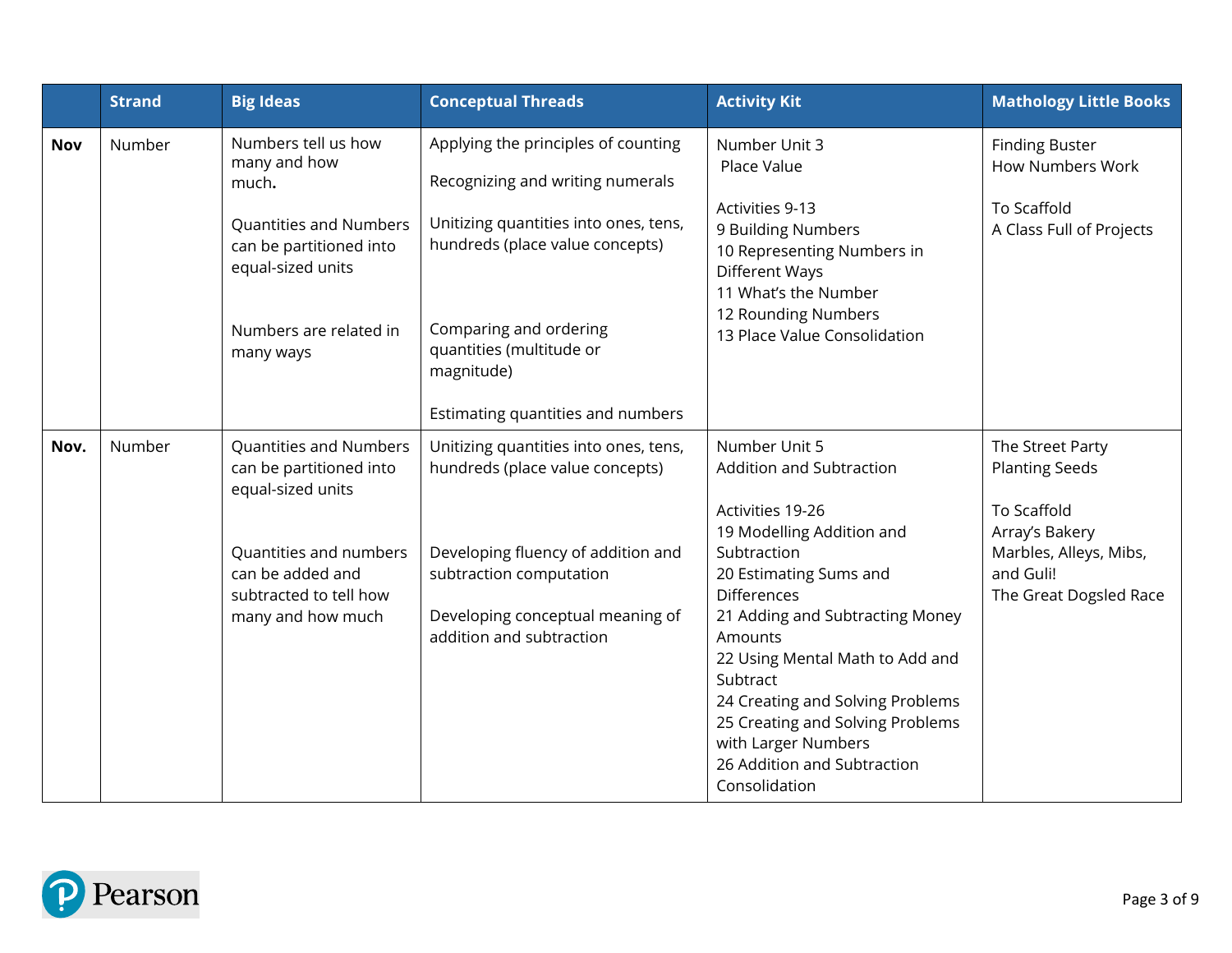| | Strand | Big Ideas | Conceptual Threads | Activity Kit | Mathology Little Books |
|---|---|---|---|---|---|
| **Nov** | Number | Numbers tell us how many and how much.<br><br>Quantities and Numbers can be partitioned into equal-sized units<br><br>Numbers are related in many ways | Applying the principles of counting<br><br>Recognizing and writing numerals<br><br>Unitizing quantities into ones, tens, hundreds (place value concepts)<br><br>Comparing and ordering quantities (multitude or magnitude)<br><br>Estimating quantities and numbers | Number Unit 3<br>Place Value<br><br>Activities 9-13<br>9 Building Numbers<br>10 Representing Numbers in Different Ways<br>11 What's the Number<br>12 Rounding Numbers<br>13 Place Value Consolidation | Finding Buster<br>How Numbers Work<br><br>To Scaffold<br>A Class Full of Projects |
| **Nov.** | Number | Quantities and Numbers can be partitioned into equal-sized units<br><br>Quantities and numbers can be added and subtracted to tell how many and how much | Unitizing quantities into ones, tens, hundreds (place value concepts)<br><br>Developing fluency of addition and subtraction computation<br><br>Developing conceptual meaning of addition and subtraction | Number Unit 5<br>Addition and Subtraction<br><br>Activities 19-26<br>19 Modelling Addition and Subtraction<br>20 Estimating Sums and Differences<br>21 Adding and Subtracting Money Amounts<br>22 Using Mental Math to Add and Subtract<br>24 Creating and Solving Problems<br>25 Creating and Solving Problems with Larger Numbers<br>26 Addition and Subtraction Consolidation | The Street Party<br>Planting Seeds<br><br>To Scaffold<br>Array's Bakery<br>Marbles, Alleys, Mibs, and Guli!<br>The Great Dogsled Race |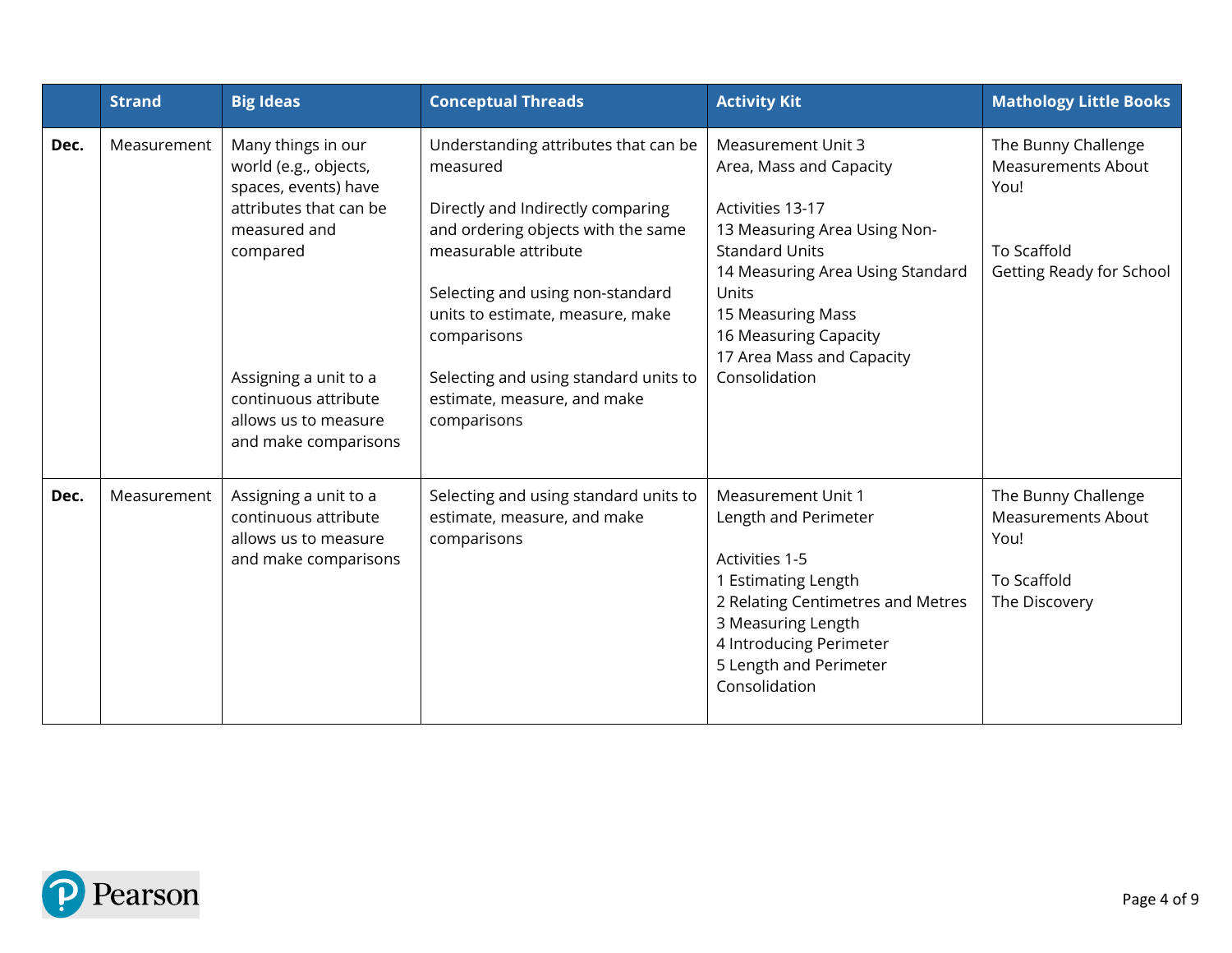| | Strand | Big Ideas | Conceptual Threads | Activity Kit | Mathology Little Books |
|---|---|---|---|---|---|
| **Dec.** | Measurement | Many things in our world (e.g., objects, spaces, events) have attributes that can be measured and compared<br><br>Assigning a unit to a continuous attribute allows us to measure and make comparisons | Understanding attributes that can be measured<br><br>Directly and Indirectly comparing and ordering objects with the same measurable attribute<br><br>Selecting and using non-standard units to estimate, measure, make comparisons<br><br>Selecting and using standard units to estimate, measure, and make comparisons | Measurement Unit 3<br>Area, Mass and Capacity<br><br>Activities 13-17<br>13 Measuring Area Using Non-Standard Units<br>14 Measuring Area Using Standard Units<br>15 Measuring Mass<br>16 Measuring Capacity<br>17 Area Mass and Capacity Consolidation | The Bunny Challenge<br>Measurements About You!<br><br>To Scaffold<br>Getting Ready for School |
| **Dec.** | Measurement | Assigning a unit to a continuous attribute allows us to measure and make comparisons | Selecting and using standard units to estimate, measure, and make comparisons | Measurement Unit 1<br>Length and Perimeter<br><br>Activities 1-5<br>1 Estimating Length<br>2 Relating Centimetres and Metres<br>3 Measuring Length<br>4 Introducing Perimeter<br>5 Length and Perimeter Consolidation | The Bunny Challenge<br>Measurements About You!<br><br>To Scaffold<br>The Discovery |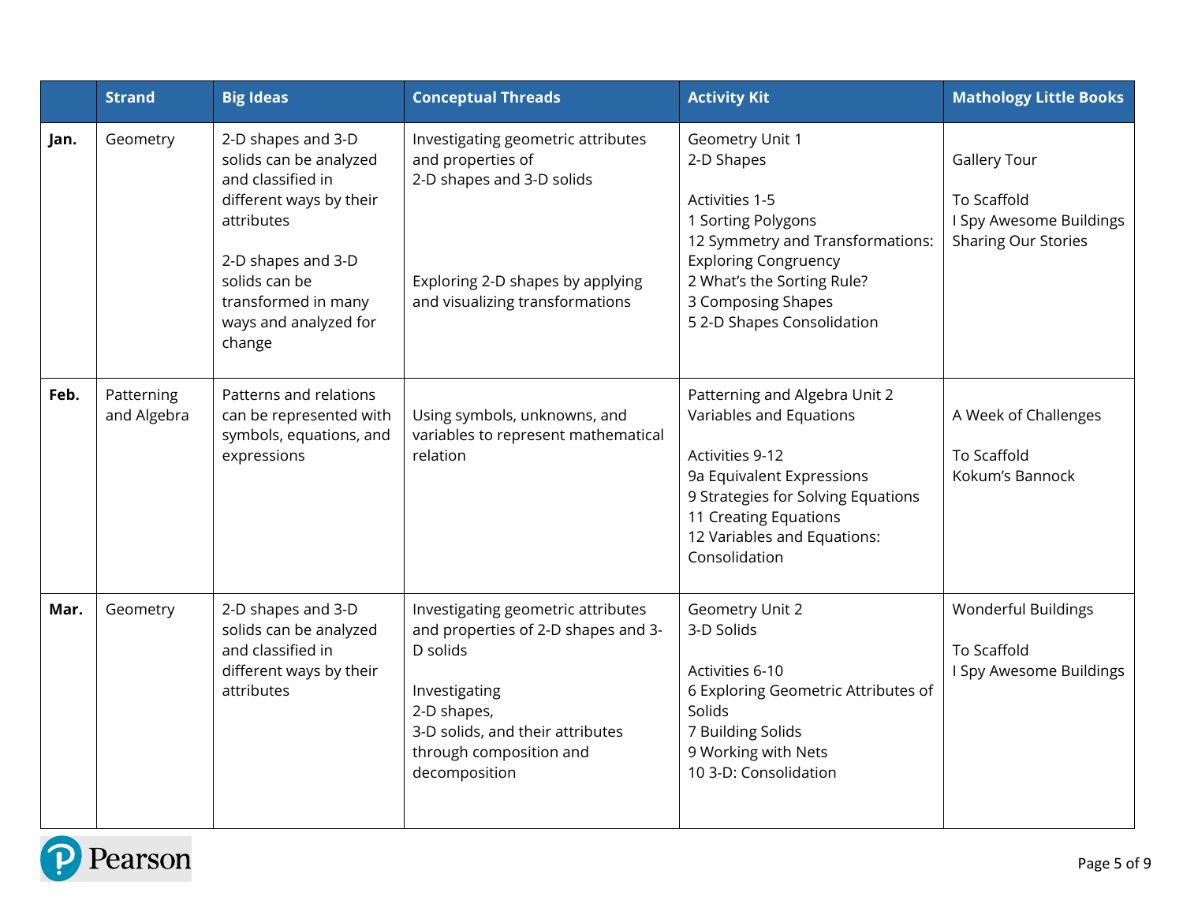| | Strand | Big Ideas | Conceptual Threads | Activity Kit | Mathology Little Books |
|---|---|---|---|---|---|
| **Jan.** | Geometry | 2-D shapes and 3-D solids can be analyzed and classified in different ways by their attributes<br><br>2-D shapes and 3-D solids can be transformed in many ways and analyzed for change | Investigating geometric attributes and properties of 2-D shapes and 3-D solids<br><br>Exploring 2-D shapes by applying and visualizing transformations | Geometry Unit 1<br>2-D Shapes<br><br>Activities 1-5<br>1 Sorting Polygons<br>12 Symmetry and Transformations: Exploring Congruency<br>2 What's the Sorting Rule?<br>3 Composing Shapes<br>5 2-D Shapes Consolidation | Gallery Tour<br><br>To Scaffold<br>I Spy Awesome Buildings<br>Sharing Our Stories |
| **Feb.** | Patterning and Algebra | Patterns and relations can be represented with symbols, equations, and expressions | Using symbols, unknowns, and variables to represent mathematical relation | Patterning and Algebra Unit 2<br>Variables and Equations<br><br>Activities 9-12<br>9a Equivalent Expressions<br>9 Strategies for Solving Equations<br>11 Creating Equations<br>12 Variables and Equations: Consolidation | A Week of Challenges<br><br>To Scaffold<br>Kokum's Bannock |
| **Mar.** | Geometry | 2-D shapes and 3-D solids can be analyzed and classified in different ways by their attributes | Investigating geometric attributes and properties of 2-D shapes and 3-D solids<br><br>Investigating 2-D shapes, 3-D solids, and their attributes through composition and decomposition | Geometry Unit 2<br>3-D Solids<br><br>Activities 6-10<br>6 Exploring Geometric Attributes of Solids<br>7 Building Solids<br>9 Working with Nets<br>10 3-D: Consolidation | Wonderful Buildings<br><br>To Scaffold<br>I Spy Awesome Buildings |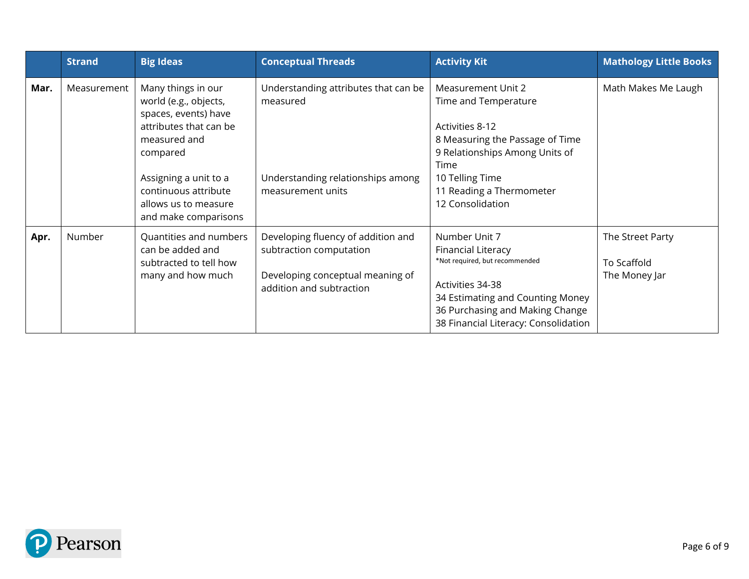| | Strand | Big Ideas | Conceptual Threads | Activity Kit | Mathology Little Books |
|---|---|---|---|---|---|
| **Mar.** | Measurement | Many things in our world (e.g., objects, spaces, events) have attributes that can be measured and compared<br><br>Assigning a unit to a continuous attribute allows us to measure and make comparisons | Understanding attributes that can be measured<br><br>Understanding relationships among measurement units | Measurement Unit 2<br>Time and Temperature<br><br>Activities 8-12<br>8 Measuring the Passage of Time<br>9 Relationships Among Units of Time<br>10 Telling Time<br>11 Reading a Thermometer<br>12 Consolidation | Math Makes Me Laugh |
| **Apr.** | Number | Quantities and numbers can be added and subtracted to tell how many and how much | Developing fluency of addition and subtraction computation<br><br>Developing conceptual meaning of addition and subtraction | Number Unit 7<br>Financial Literacy<br>*Not required, but recommended<br><br>Activities 34-38<br>34 Estimating and Counting Money<br>36 Purchasing and Making Change<br>38 Financial Literacy: Consolidation | The Street Party<br><br>To Scaffold<br>The Money Jar |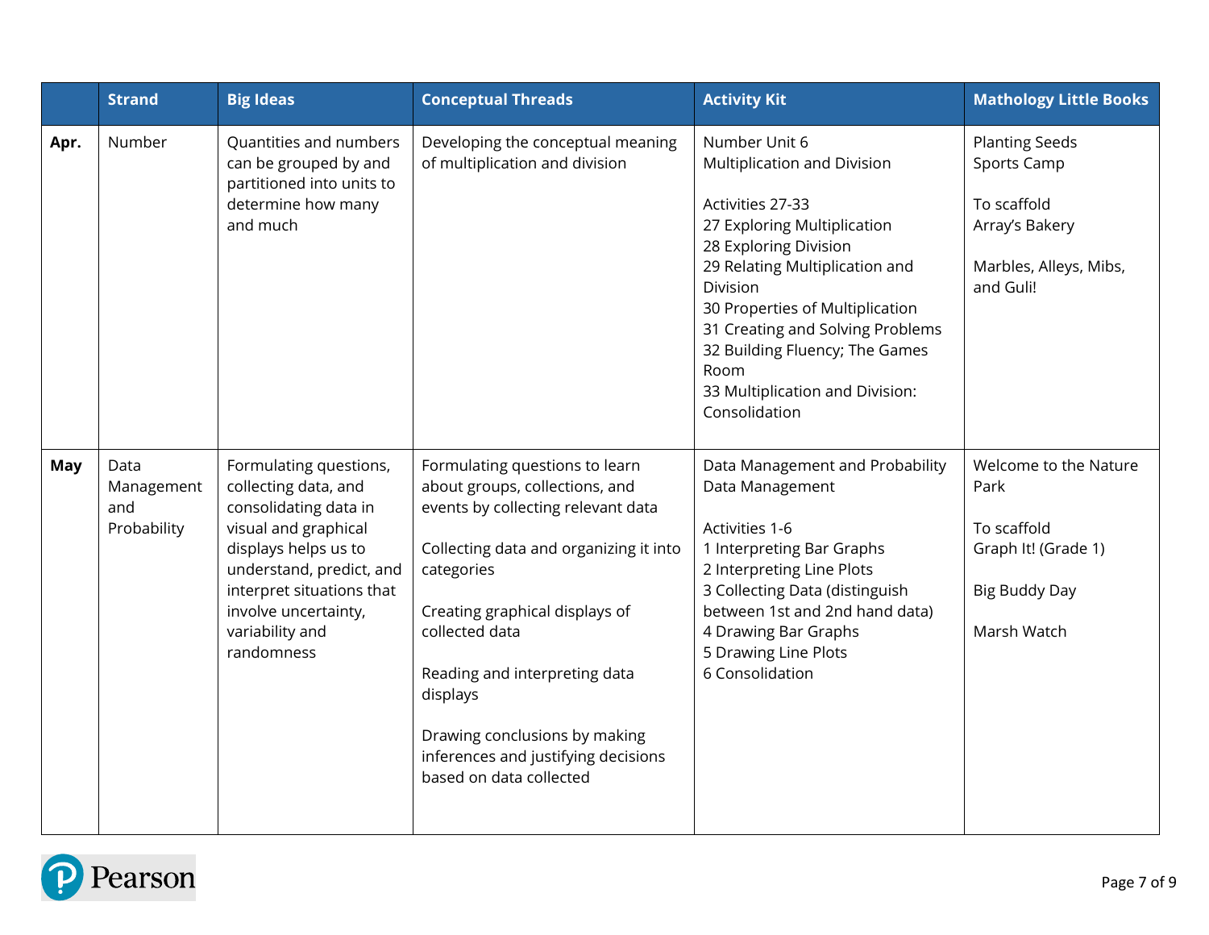| | Strand | Big Ideas | Conceptual Threads | Activity Kit | Mathology Little Books |
|---|---|---|---|---|---|
| **Apr.** | Number | Quantities and numbers can be grouped by and partitioned into units to determine how many and much | Developing the conceptual meaning of multiplication and division | Number Unit 6<br>Multiplication and Division<br><br>Activities 27-33<br>27 Exploring Multiplication<br>28 Exploring Division<br>29 Relating Multiplication and Division<br>30 Properties of Multiplication<br>31 Creating and Solving Problems<br>32 Building Fluency; The Games Room<br>33 Multiplication and Division: Consolidation | Planting Seeds<br>Sports Camp<br><br>To scaffold<br>Array's Bakery<br><br>Marbles, Alleys, Mibs, and Guli! |
| **May** | Data Management and Probability | Formulating questions, collecting data, and consolidating data in visual and graphical displays helps us to understand, predict, and interpret situations that involve uncertainty, variability and randomness | Formulating questions to learn about groups, collections, and events by collecting relevant data<br><br>Collecting data and organizing it into categories<br><br>Creating graphical displays of collected data<br><br>Reading and interpreting data displays<br><br>Drawing conclusions by making inferences and justifying decisions based on data collected | Data Management and Probability<br>Data Management<br><br>Activities 1-6<br>1 Interpreting Bar Graphs<br>2 Interpreting Line Plots<br>3 Collecting Data (distinguish between 1st and 2nd hand data)<br>4 Drawing Bar Graphs<br>5 Drawing Line Plots<br>6 Consolidation | Welcome to the Nature Park<br><br>To scaffold<br>Graph It! (Grade 1)<br><br>Big Buddy Day<br><br>Marsh Watch |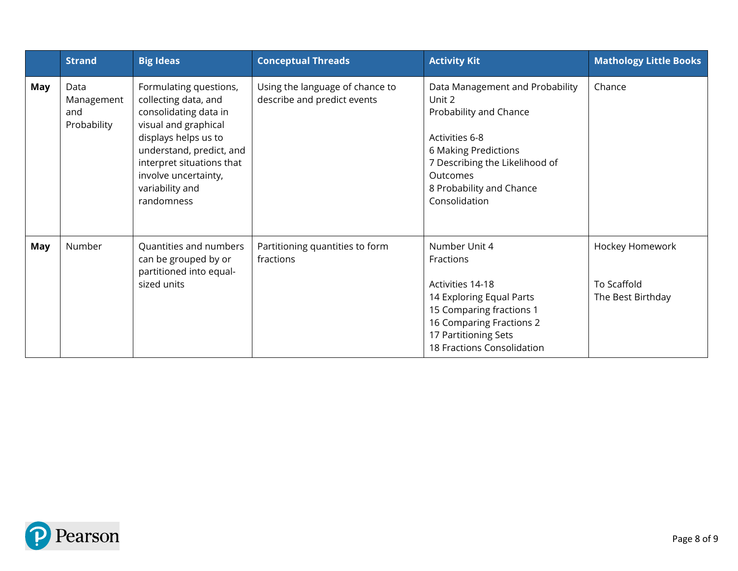| | Strand | Big Ideas | Conceptual Threads | Activity Kit | Mathology Little Books |
|---|---|---|---|---|---|
| **May** | Data Management and Probability | Formulating questions, collecting data, and consolidating data in visual and graphical displays helps us to understand, predict, and interpret situations that involve uncertainty, variability and randomness | Using the language of chance to describe and predict events | Data Management and Probability Unit 2<br>Probability and Chance<br><br>Activities 6-8<br>6 Making Predictions<br>7 Describing the Likelihood of Outcomes<br>8 Probability and Chance Consolidation | Chance |
| **May** | Number | Quantities and numbers can be grouped by or partitioned into equal-sized units | Partitioning quantities to form fractions | Number Unit 4<br>Fractions<br><br>Activities 14-18<br>14 Exploring Equal Parts<br>15 Comparing fractions 1<br>16 Comparing Fractions 2<br>17 Partitioning Sets<br>18 Fractions Consolidation | Hockey Homework<br><br>To Scaffold<br>The Best Birthday |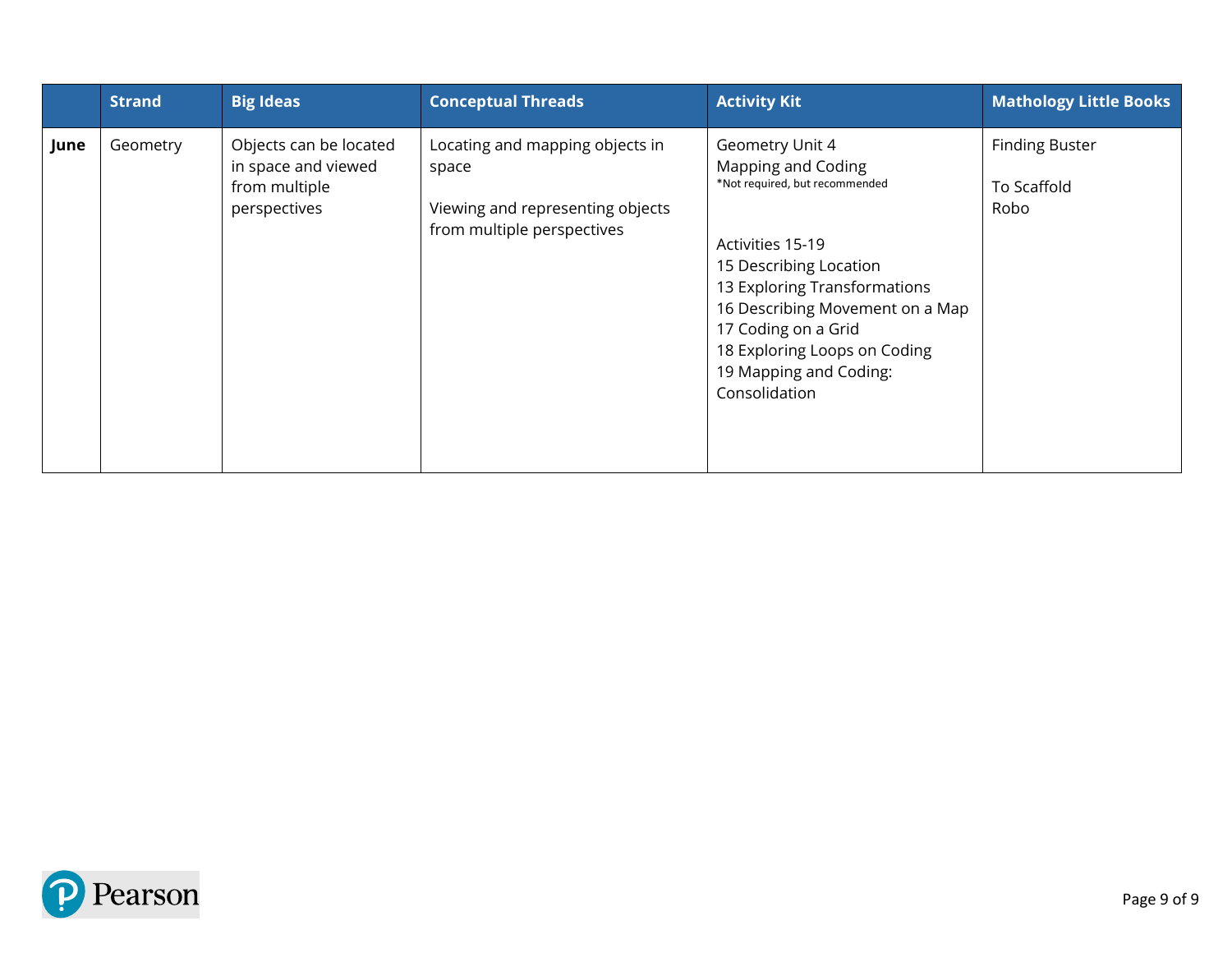| | Strand | Big Ideas | Conceptual Threads | Activity Kit | Mathology Little Books |
|---|---|---|---|---|---|
| **June** | Geometry | Objects can be located in space and viewed from multiple perspectives | Locating and mapping objects in space<br><br>Viewing and representing objects from multiple perspectives | Geometry Unit 4<br>Mapping and Coding<br>*Not required, but recommended<br><br>Activities 15-19<br>15 Describing Location<br>13 Exploring Transformations<br>16 Describing Movement on a Map<br>17 Coding on a Grid<br>18 Exploring Loops on Coding<br>19 Mapping and Coding: Consolidation | Finding Buster<br><br>To Scaffold<br>Robo |